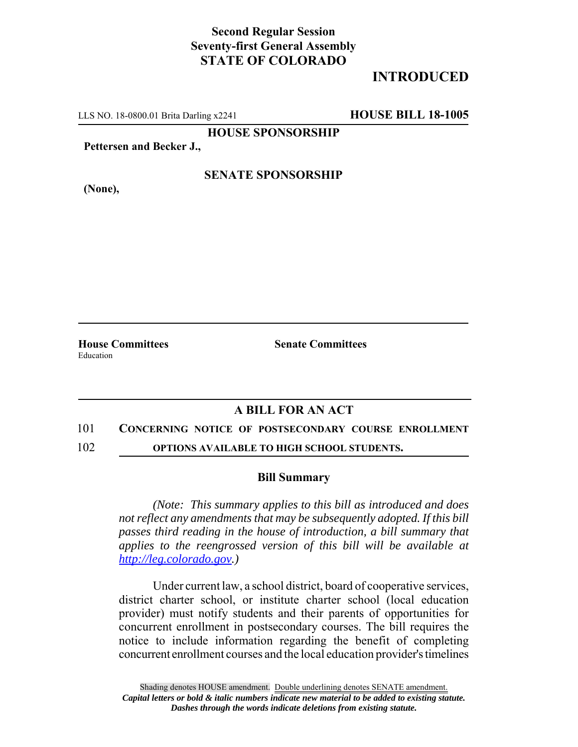**Second Regular Session**
**Seventy-first General Assembly**
**STATE OF COLORADO**

# INTRODUCED

LLS NO. 18-0800.01 Brita Darling x2241 **HOUSE BILL 18-1005**

**HOUSE SPONSORSHIP**

**Pettersen and Becker J.,**

**SENATE SPONSORSHIP**

**(None),**

**House Committees**
Education

**Senate Committees**

## A BILL FOR AN ACT

101 **CONCERNING NOTICE OF POSTSECONDARY COURSE ENROLLMENT**
102 **OPTIONS AVAILABLE TO HIGH SCHOOL STUDENTS.**

### Bill Summary

*(Note: This summary applies to this bill as introduced and does not reflect any amendments that may be subsequently adopted. If this bill passes third reading in the house of introduction, a bill summary that applies to the reengrossed version of this bill will be available at http://leg.colorado.gov.)*

Under current law, a school district, board of cooperative services, district charter school, or institute charter school (local education provider) must notify students and their parents of opportunities for concurrent enrollment in postsecondary courses. The bill requires the notice to include information regarding the benefit of completing concurrent enrollment courses and the local education provider's timelines

Shading denotes HOUSE amendment. Double underlining denotes SENATE amendment.
*Capital letters or bold & italic numbers indicate new material to be added to existing statute.*
*Dashes through the words indicate deletions from existing statute.*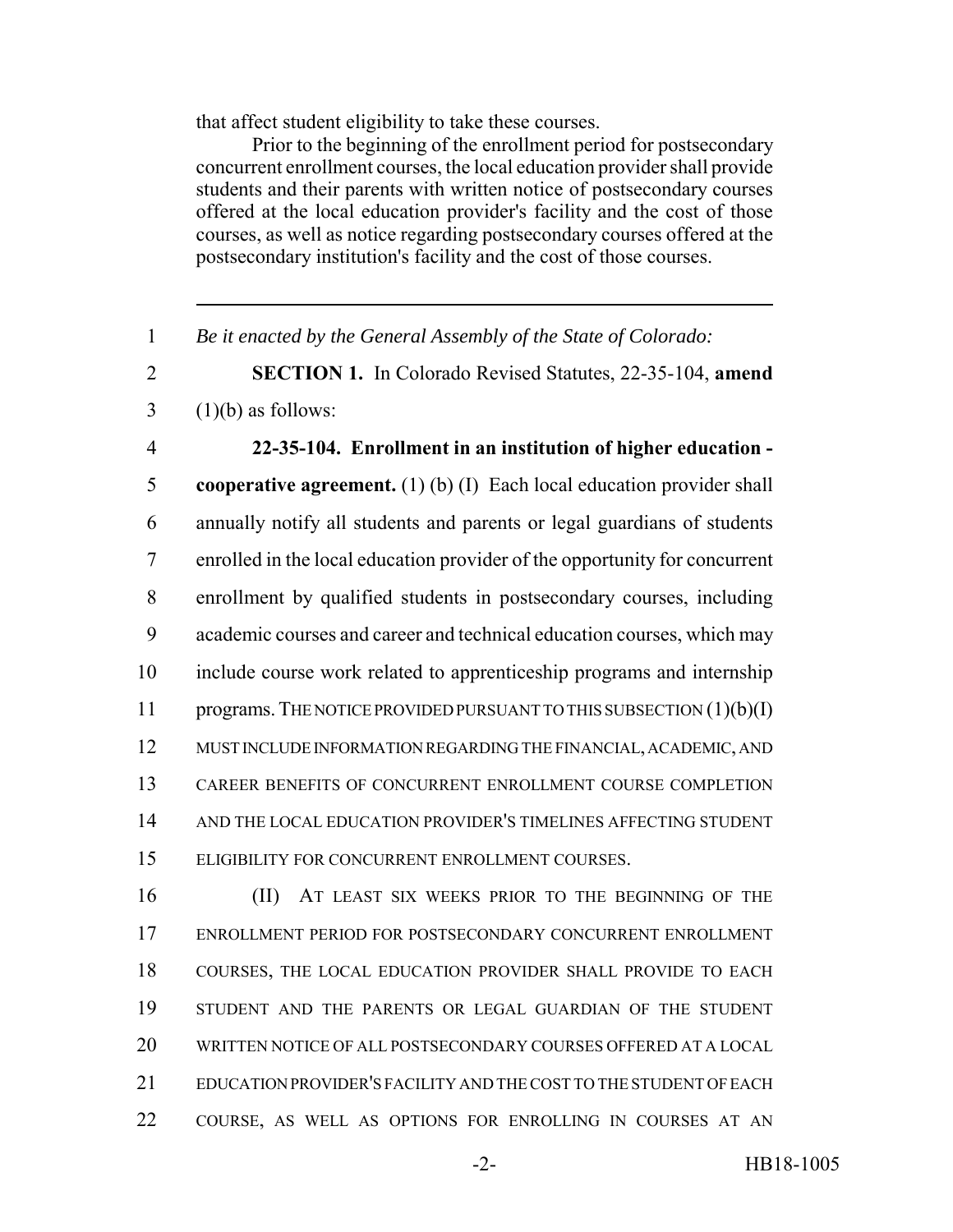that affect student eligibility to take these courses.

Prior to the beginning of the enrollment period for postsecondary concurrent enrollment courses, the local education provider shall provide students and their parents with written notice of postsecondary courses offered at the local education provider's facility and the cost of those courses, as well as notice regarding postsecondary courses offered at the postsecondary institution's facility and the cost of those courses.

---

1 *Be it enacted by the General Assembly of the State of Colorado:*

2 **SECTION 1.** In Colorado Revised Statutes, 22-35-104, **amend**
3 (1)(b) as follows:

4 **22-35-104. Enrollment in an institution of higher education -**
5 **cooperative agreement.** (1) (b) (I) Each local education provider shall
6 annually notify all students and parents or legal guardians of students
7 enrolled in the local education provider of the opportunity for concurrent
8 enrollment by qualified students in postsecondary courses, including
9 academic courses and career and technical education courses, which may
10 include course work related to apprenticeship programs and internship
11 programs. THE NOTICE PROVIDED PURSUANT TO THIS SUBSECTION (1)(b)(I)
12 MUST INCLUDE INFORMATION REGARDING THE FINANCIAL, ACADEMIC, AND
13 CAREER BENEFITS OF CONCURRENT ENROLLMENT COURSE COMPLETION
14 AND THE LOCAL EDUCATION PROVIDER'S TIMELINES AFFECTING STUDENT
15 ELIGIBILITY FOR CONCURRENT ENROLLMENT COURSES.

16 (II) AT LEAST SIX WEEKS PRIOR TO THE BEGINNING OF THE
17 ENROLLMENT PERIOD FOR POSTSECONDARY CONCURRENT ENROLLMENT
18 COURSES, THE LOCAL EDUCATION PROVIDER SHALL PROVIDE TO EACH
19 STUDENT AND THE PARENTS OR LEGAL GUARDIAN OF THE STUDENT
20 WRITTEN NOTICE OF ALL POSTSECONDARY COURSES OFFERED AT A LOCAL
21 EDUCATION PROVIDER'S FACILITY AND THE COST TO THE STUDENT OF EACH
22 COURSE, AS WELL AS OPTIONS FOR ENROLLING IN COURSES AT AN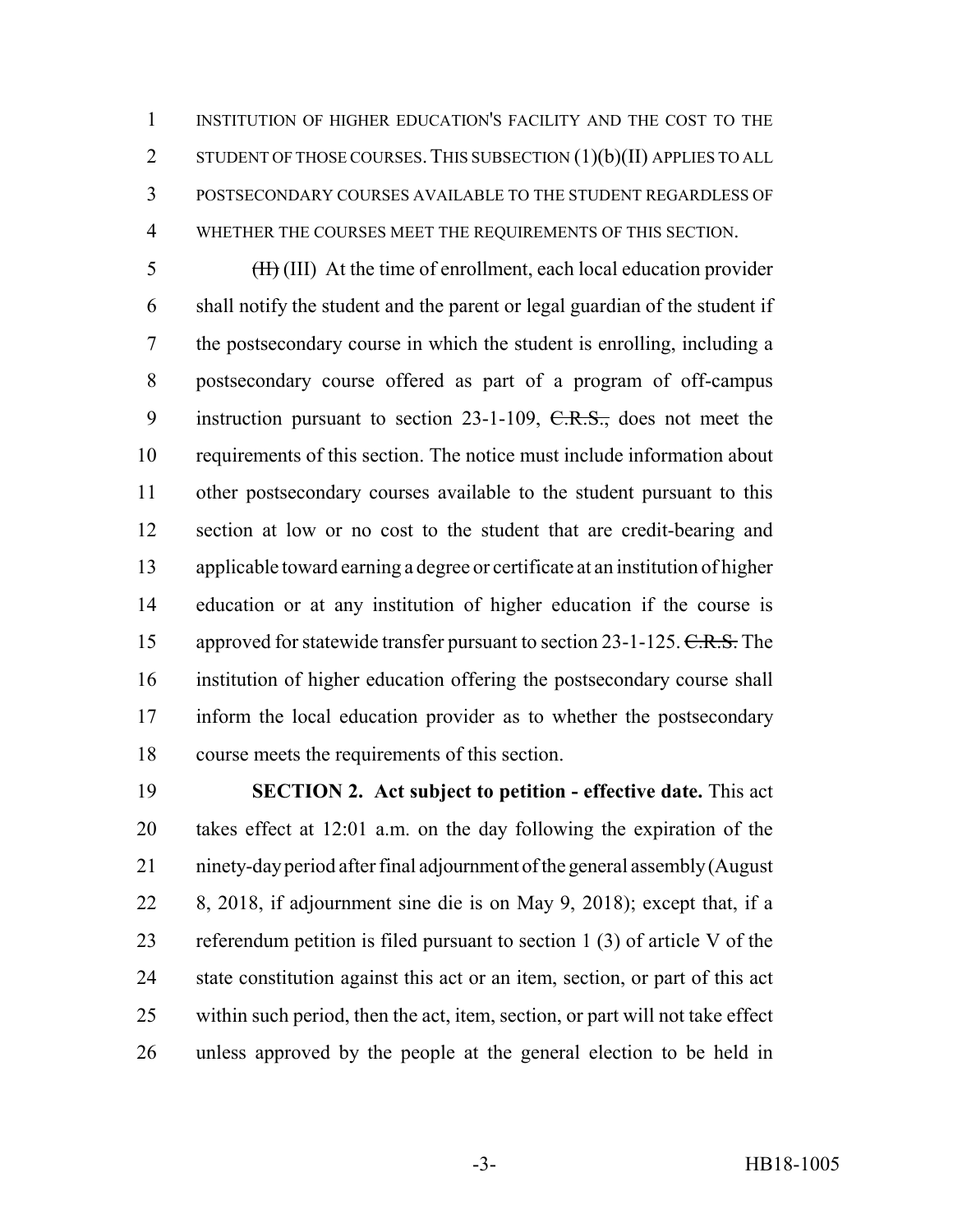INSTITUTION OF HIGHER EDUCATION'S FACILITY AND THE COST TO THE STUDENT OF THOSE COURSES. THIS SUBSECTION (1)(b)(II) APPLIES TO ALL POSTSECONDARY COURSES AVAILABLE TO THE STUDENT REGARDLESS OF WHETHER THE COURSES MEET THE REQUIREMENTS OF THIS SECTION.

~~(II)~~ (III) At the time of enrollment, each local education provider shall notify the student and the parent or legal guardian of the student if the postsecondary course in which the student is enrolling, including a postsecondary course offered as part of a program of off-campus instruction pursuant to section 23-1-109, ~~C.R.S.,~~ does not meet the requirements of this section. The notice must include information about other postsecondary courses available to the student pursuant to this section at low or no cost to the student that are credit-bearing and applicable toward earning a degree or certificate at an institution of higher education or at any institution of higher education if the course is approved for statewide transfer pursuant to section 23-1-125. ~~C.R.S.~~ The institution of higher education offering the postsecondary course shall inform the local education provider as to whether the postsecondary course meets the requirements of this section.

**SECTION 2. Act subject to petition - effective date.** This act takes effect at 12:01 a.m. on the day following the expiration of the ninety-day period after final adjournment of the general assembly (August 8, 2018, if adjournment sine die is on May 9, 2018); except that, if a referendum petition is filed pursuant to section 1 (3) of article V of the state constitution against this act or an item, section, or part of this act within such period, then the act, item, section, or part will not take effect unless approved by the people at the general election to be held in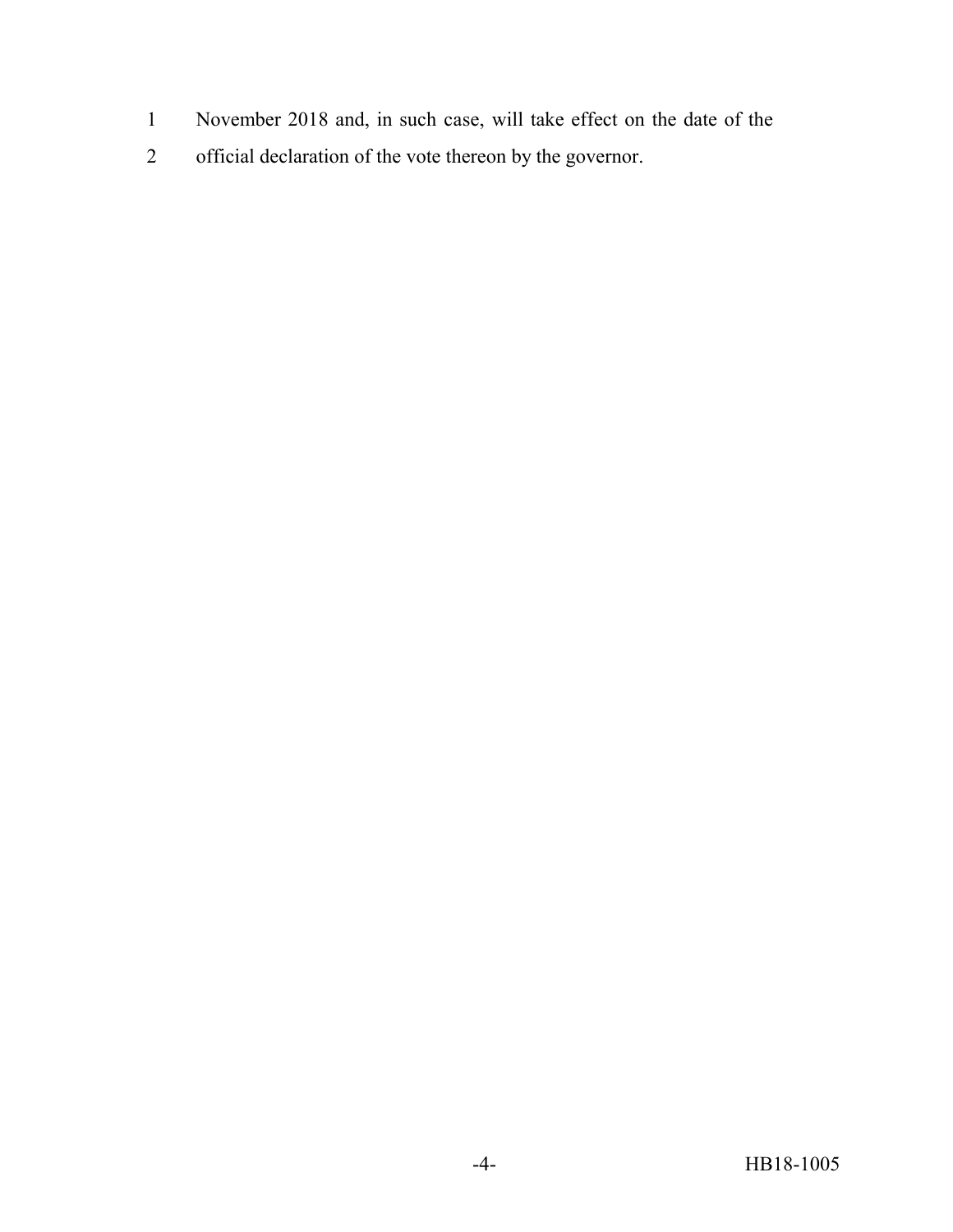November 2018 and, in such case, will take effect on the date of the official declaration of the vote thereon by the governor.